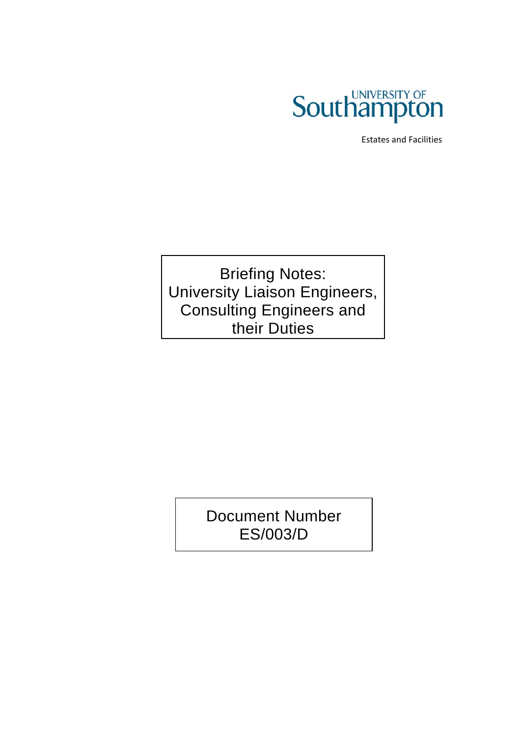UNIVERSITY OF
Southampton

Estates and Facilities

# Briefing Notes: University Liaison Engineers, Consulting Engineers and their Duties

Document Number
ES/003/D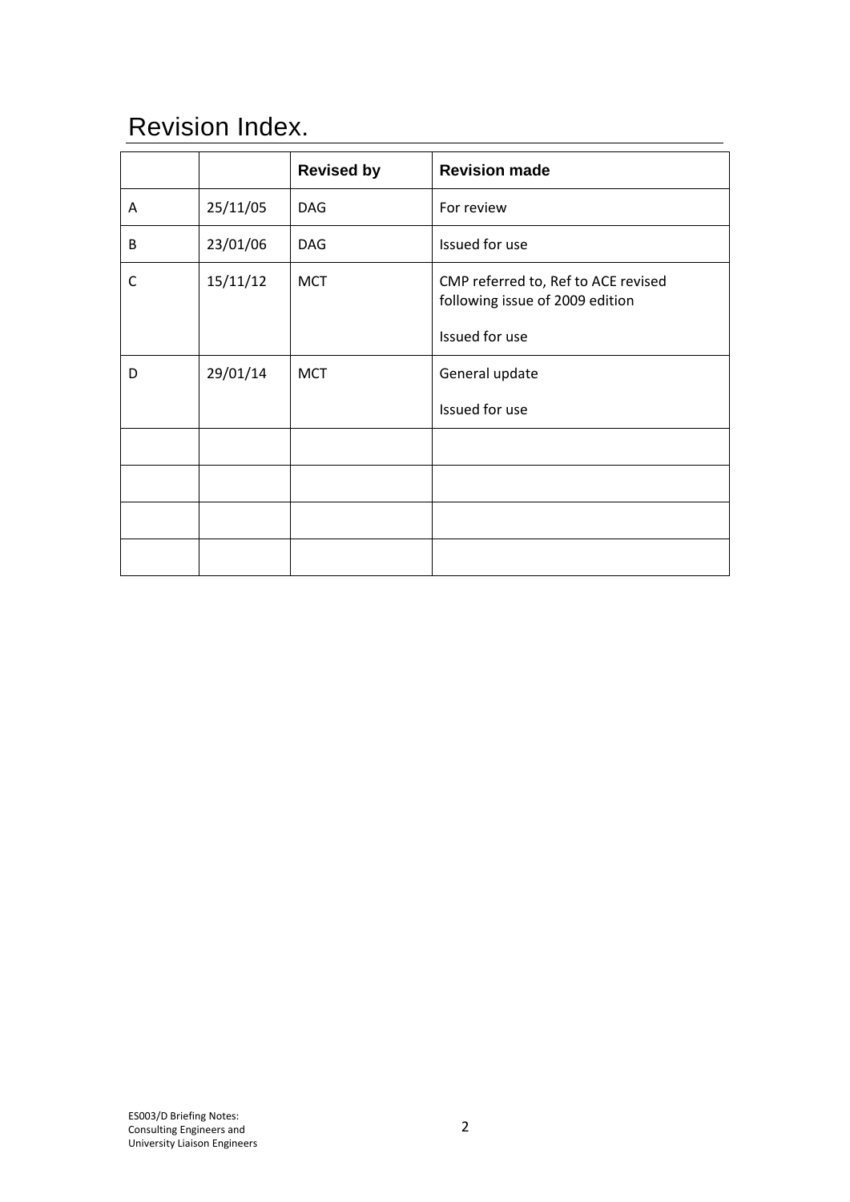# Revision Index.

| | | Revised by | Revision made |
|---|---|---|---|
| A | 25/11/05 | DAG | For review |
| B | 23/01/06 | DAG | Issued for use |
| C | 15/11/12 | MCT | CMP referred to, Ref to ACE revised following issue of 2009 edition<br><br>Issued for use |
| D | 29/01/14 | MCT | General update<br><br>Issued for use |
| | | | |
| | | | |
| | | | |
| | | | |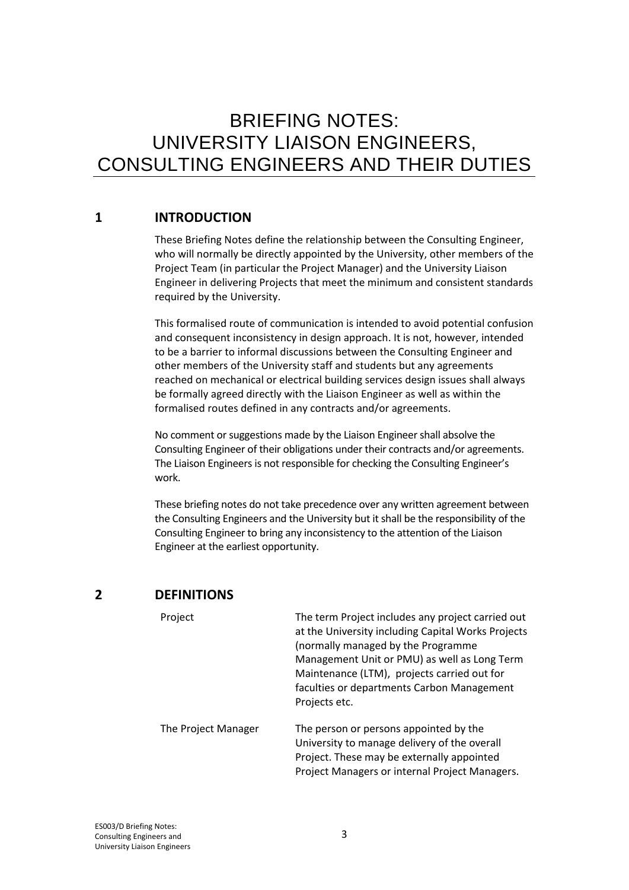# BRIEFING NOTES: UNIVERSITY LIAISON ENGINEERS, CONSULTING ENGINEERS AND THEIR DUTIES

## 1 INTRODUCTION

These Briefing Notes define the relationship between the Consulting Engineer, who will normally be directly appointed by the University, other members of the Project Team (in particular the Project Manager) and the University Liaison Engineer in delivering Projects that meet the minimum and consistent standards required by the University.

This formalised route of communication is intended to avoid potential confusion and consequent inconsistency in design approach. It is not, however, intended to be a barrier to informal discussions between the Consulting Engineer and other members of the University staff and students but any agreements reached on mechanical or electrical building services design issues shall always be formally agreed directly with the Liaison Engineer as well as within the formalised routes defined in any contracts and/or agreements.

No comment or suggestions made by the Liaison Engineer shall absolve the Consulting Engineer of their obligations under their contracts and/or agreements. The Liaison Engineers is not responsible for checking the Consulting Engineer's work.

These briefing notes do not take precedence over any written agreement between the Consulting Engineers and the University but it shall be the responsibility of the Consulting Engineer to bring any inconsistency to the attention of the Liaison Engineer at the earliest opportunity.

## 2 DEFINITIONS

| | |
|---|---|
| Project | The term Project includes any project carried out at the University including Capital Works Projects (normally managed by the Programme Management Unit or PMU) as well as Long Term Maintenance (LTM), projects carried out for faculties or departments Carbon Management Projects etc. |
| The Project Manager | The person or persons appointed by the University to manage delivery of the overall Project. These may be externally appointed Project Managers or internal Project Managers. |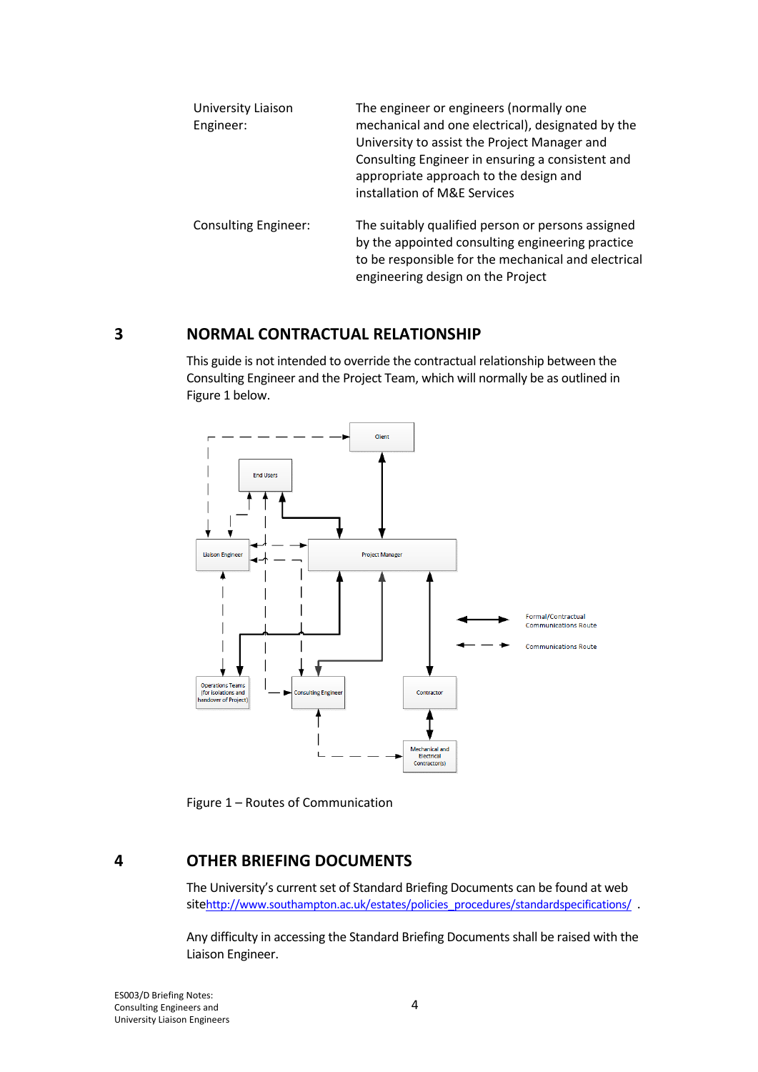| | |
|---|---|
| University Liaison Engineer: | The engineer or engineers (normally one mechanical and one electrical), designated by the University to assist the Project Manager and Consulting Engineer in ensuring a consistent and appropriate approach to the design and installation of M&E Services |
| Consulting Engineer: | The suitably qualified person or persons assigned by the appointed consulting engineering practice to be responsible for the mechanical and electrical engineering design on the Project |

## 3 NORMAL CONTRACTUAL RELATIONSHIP

This guide is not intended to override the contractual relationship between the Consulting Engineer and the Project Team, which will normally be as outlined in Figure 1 below.

Client

End Users

Liaison Engineer

Project Manager

Formal/Contractual Communications Route

Communications Route

Operations Teams (for isolations and handover of Project)

Consulting Engineer

Contractor

Mechanical and Electrical Contractor(s)

Figure 1 – Routes of Communication

## 4 OTHER BRIEFING DOCUMENTS

The University's current set of Standard Briefing Documents can be found at web site[http://www.southampton.ac.uk/estates/policies_procedures/standardspecifications/](http://www.southampton.ac.uk/estates/policies_procedures/standardspecifications/) .

Any difficulty in accessing the Standard Briefing Documents shall be raised with the Liaison Engineer.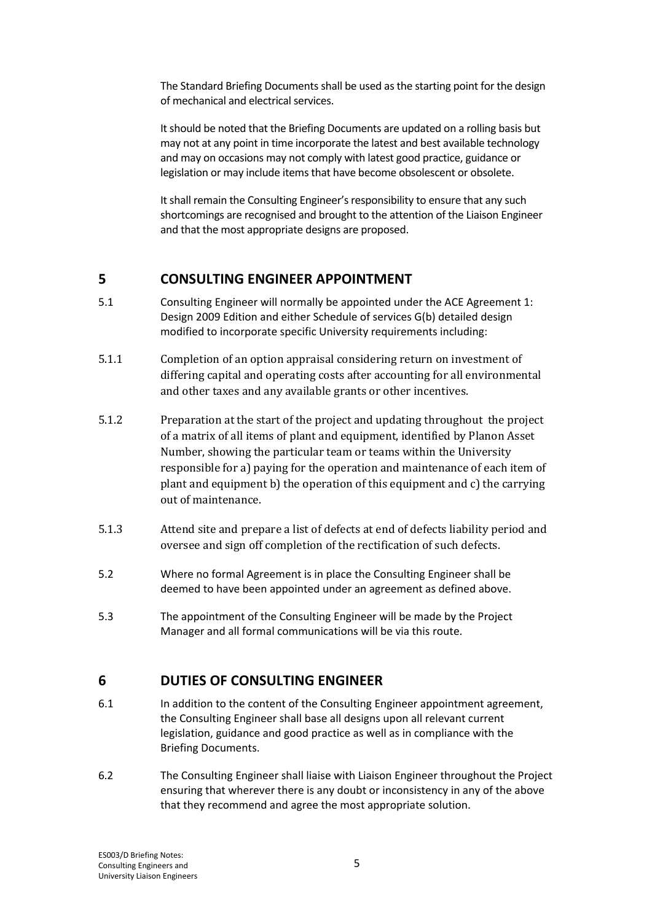The Standard Briefing Documents shall be used as the starting point for the design of mechanical and electrical services.

It should be noted that the Briefing Documents are updated on a rolling basis but may not at any point in time incorporate the latest and best available technology and may on occasions may not comply with latest good practice, guidance or legislation or may include items that have become obsolescent or obsolete.

It shall remain the Consulting Engineer's responsibility to ensure that any such shortcomings are recognised and brought to the attention of the Liaison Engineer and that the most appropriate designs are proposed.

## 5 CONSULTING ENGINEER APPOINTMENT

5.1 Consulting Engineer will normally be appointed under the ACE Agreement 1: Design 2009 Edition and either Schedule of services G(b) detailed design modified to incorporate specific University requirements including:

5.1.1 Completion of an option appraisal considering return on investment of differing capital and operating costs after accounting for all environmental and other taxes and any available grants or other incentives.

5.1.2 Preparation at the start of the project and updating throughout the project of a matrix of all items of plant and equipment, identified by Planon Asset Number, showing the particular team or teams within the University responsible for a) paying for the operation and maintenance of each item of plant and equipment b) the operation of this equipment and c) the carrying out of maintenance.

5.1.3 Attend site and prepare a list of defects at end of defects liability period and oversee and sign off completion of the rectification of such defects.

5.2 Where no formal Agreement is in place the Consulting Engineer shall be deemed to have been appointed under an agreement as defined above.

5.3 The appointment of the Consulting Engineer will be made by the Project Manager and all formal communications will be via this route.

## 6 DUTIES OF CONSULTING ENGINEER

6.1 In addition to the content of the Consulting Engineer appointment agreement, the Consulting Engineer shall base all designs upon all relevant current legislation, guidance and good practice as well as in compliance with the Briefing Documents.

6.2 The Consulting Engineer shall liaise with Liaison Engineer throughout the Project ensuring that wherever there is any doubt or inconsistency in any of the above that they recommend and agree the most appropriate solution.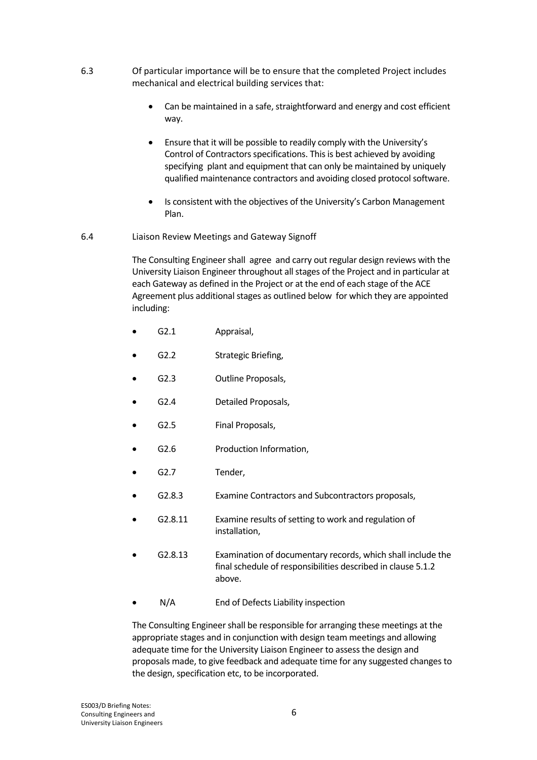6.3 Of particular importance will be to ensure that the completed Project includes mechanical and electrical building services that:

- Can be maintained in a safe, straightforward and energy and cost efficient way.
- Ensure that it will be possible to readily comply with the University's Control of Contractors specifications. This is best achieved by avoiding specifying plant and equipment that can only be maintained by uniquely qualified maintenance contractors and avoiding closed protocol software.
- Is consistent with the objectives of the University's Carbon Management Plan.

6.4 Liaison Review Meetings and Gateway Signoff

The Consulting Engineer shall agree and carry out regular design reviews with the University Liaison Engineer throughout all stages of the Project and in particular at each Gateway as defined in the Project or at the end of each stage of the ACE Agreement plus additional stages as outlined below for which they are appointed including:

- G2.1 Appraisal,
- G2.2 Strategic Briefing,
- G2.3 Outline Proposals,
- G2.4 Detailed Proposals,
- G2.5 Final Proposals,
- G2.6 Production Information,
- G2.7 Tender,
- G2.8.3 Examine Contractors and Subcontractors proposals,
- G2.8.11 Examine results of setting to work and regulation of installation,
- G2.8.13 Examination of documentary records, which shall include the final schedule of responsibilities described in clause 5.1.2 above.
- N/A End of Defects Liability inspection

The Consulting Engineer shall be responsible for arranging these meetings at the appropriate stages and in conjunction with design team meetings and allowing adequate time for the University Liaison Engineer to assess the design and proposals made, to give feedback and adequate time for any suggested changes to the design, specification etc, to be incorporated.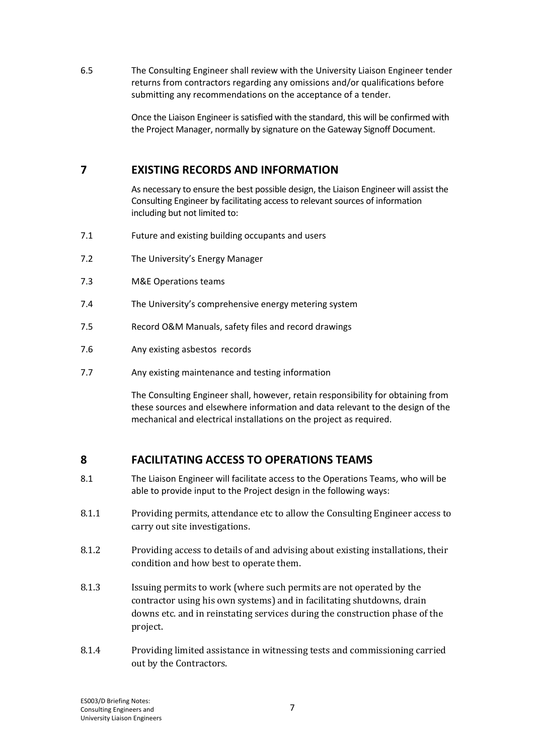6.5 The Consulting Engineer shall review with the University Liaison Engineer tender returns from contractors regarding any omissions and/or qualifications before submitting any recommendations on the acceptance of a tender.

Once the Liaison Engineer is satisfied with the standard, this will be confirmed with the Project Manager, normally by signature on the Gateway Signoff Document.

## 7 EXISTING RECORDS AND INFORMATION

As necessary to ensure the best possible design, the Liaison Engineer will assist the Consulting Engineer by facilitating access to relevant sources of information including but not limited to:

7.1 Future and existing building occupants and users

7.2 The University's Energy Manager

7.3 M&E Operations teams

7.4 The University's comprehensive energy metering system

7.5 Record O&M Manuals, safety files and record drawings

7.6 Any existing asbestos records

7.7 Any existing maintenance and testing information

The Consulting Engineer shall, however, retain responsibility for obtaining from these sources and elsewhere information and data relevant to the design of the mechanical and electrical installations on the project as required.

## 8 FACILITATING ACCESS TO OPERATIONS TEAMS

8.1 The Liaison Engineer will facilitate access to the Operations Teams, who will be able to provide input to the Project design in the following ways:

8.1.1 Providing permits, attendance etc to allow the Consulting Engineer access to carry out site investigations.

8.1.2 Providing access to details of and advising about existing installations, their condition and how best to operate them.

8.1.3 Issuing permits to work (where such permits are not operated by the contractor using his own systems) and in facilitating shutdowns, drain downs etc. and in reinstating services during the construction phase of the project.

8.1.4 Providing limited assistance in witnessing tests and commissioning carried out by the Contractors.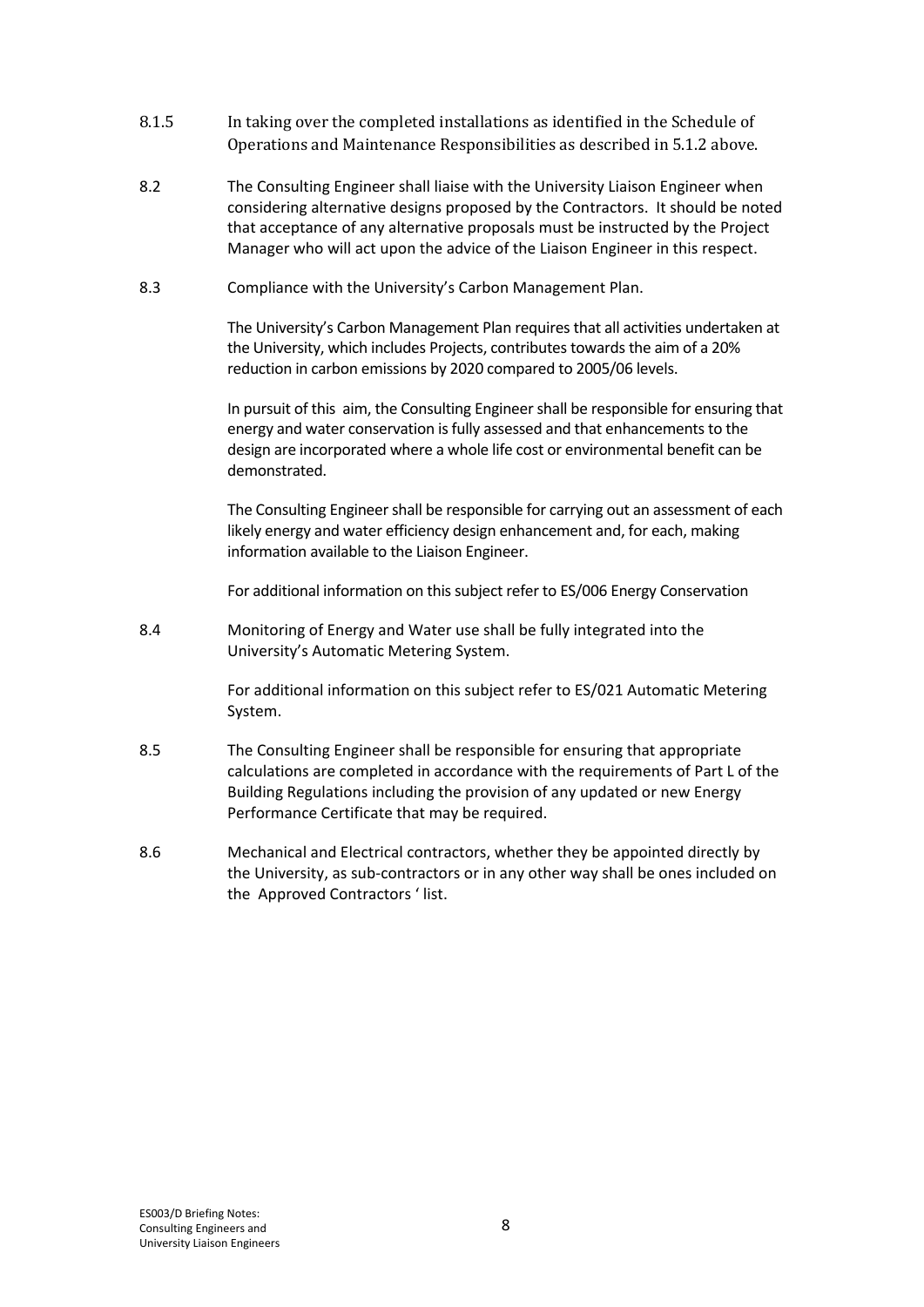8.1.5 In taking over the completed installations as identified in the Schedule of Operations and Maintenance Responsibilities as described in 5.1.2 above.

8.2 The Consulting Engineer shall liaise with the University Liaison Engineer when considering alternative designs proposed by the Contractors. It should be noted that acceptance of any alternative proposals must be instructed by the Project Manager who will act upon the advice of the Liaison Engineer in this respect.

8.3 Compliance with the University's Carbon Management Plan.

The University's Carbon Management Plan requires that all activities undertaken at the University, which includes Projects, contributes towards the aim of a 20% reduction in carbon emissions by 2020 compared to 2005/06 levels.

In pursuit of this aim, the Consulting Engineer shall be responsible for ensuring that energy and water conservation is fully assessed and that enhancements to the design are incorporated where a whole life cost or environmental benefit can be demonstrated.

The Consulting Engineer shall be responsible for carrying out an assessment of each likely energy and water efficiency design enhancement and, for each, making information available to the Liaison Engineer.

For additional information on this subject refer to ES/006 Energy Conservation

8.4 Monitoring of Energy and Water use shall be fully integrated into the University's Automatic Metering System.

For additional information on this subject refer to ES/021 Automatic Metering System.

8.5 The Consulting Engineer shall be responsible for ensuring that appropriate calculations are completed in accordance with the requirements of Part L of the Building Regulations including the provision of any updated or new Energy Performance Certificate that may be required.

8.6 Mechanical and Electrical contractors, whether they be appointed directly by the University, as sub-contractors or in any other way shall be ones included on the Approved Contractors ' list.